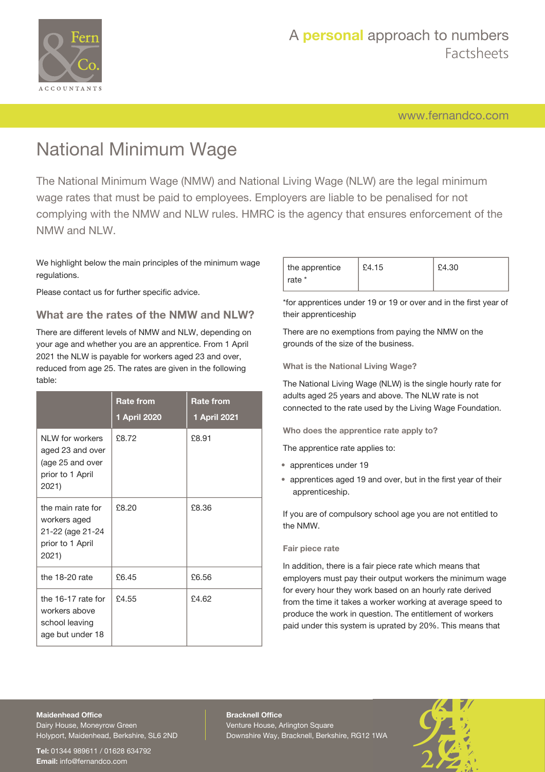# National Minimum Wage

The National Minimum Wage (NMW) and National Living Wage (NLW) are the legal minimum wage rates that must be paid to employees. Employers are liable to be penalised for not complying with the NMW and NLW rules. HMRC is the agency that ensures enforcement of the NMW and NLW.

We highlight below the main principles of the minimum wage regulations.

Please contact us for further specific advice.

## What are the rates of the NMW and NLW?

There are different levels of NMW and NLW, depending on your age and whether you are an apprentice. From 1 April 2021 the NLW is payable for workers aged 23 and over, reduced from age 25. The rates are given in the following table:

| | Rate from 1 April 2020 | Rate from 1 April 2021 |
|---|---|---|
| NLW for workers aged 23 and over (age 25 and over prior to 1 April 2021) | £8.72 | £8.91 |
| the main rate for workers aged 21-22 (age 21-24 prior to 1 April 2021) | £8.20 | £8.36 |
| the 18-20 rate | £6.45 | £6.56 |
| the 16-17 rate for workers above school leaving age but under 18 | £4.55 | £4.62 |
| the apprentice rate * | £4.15 | £4.30 |

*for apprentices under 19 or 19 or over and in the first year of their apprenticeship

There are no exemptions from paying the NMW on the grounds of the size of the business.

### What is the National Living Wage?

The National Living Wage (NLW) is the single hourly rate for adults aged 25 years and above. The NLW rate is not connected to the rate used by the Living Wage Foundation.

### Who does the apprentice rate apply to?

The apprentice rate applies to:

- apprentices under 19
- apprentices aged 19 and over, but in the first year of their apprenticeship.

If you are of compulsory school age you are not entitled to the NMW.

### Fair piece rate

In addition, there is a fair piece rate which means that employers must pay their output workers the minimum wage for every hour they work based on an hourly rate derived from the time it takes a worker working at average speed to produce the work in question. The entitlement of workers paid under this system is uprated by 20%. This means that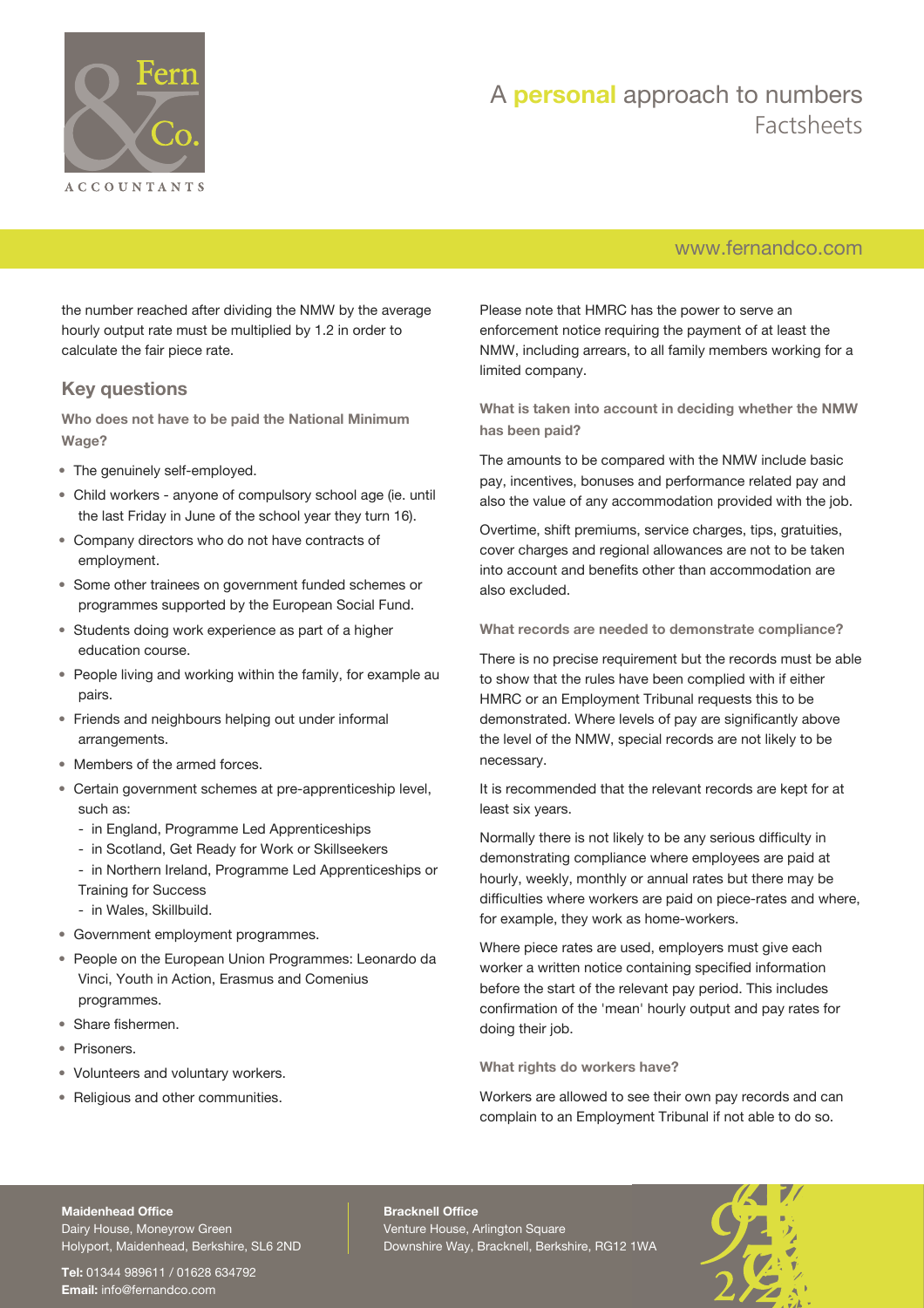the number reached after dividing the NMW by the average hourly output rate must be multiplied by 1.2 in order to calculate the fair piece rate.

## Key questions

### Who does not have to be paid the National Minimum Wage?

- The genuinely self-employed.
- Child workers - anyone of compulsory school age (ie. until the last Friday in June of the school year they turn 16).
- Company directors who do not have contracts of employment.
- Some other trainees on government funded schemes or programmes supported by the European Social Fund.
- Students doing work experience as part of a higher education course.
- People living and working within the family, for example au pairs.
- Friends and neighbours helping out under informal arrangements.
- Members of the armed forces.
- Certain government schemes at pre-apprenticeship level, such as:
  - in England, Programme Led Apprenticeships
  - in Scotland, Get Ready for Work or Skillseekers
  - in Northern Ireland, Programme Led Apprenticeships or Training for Success
  - in Wales, Skillbuild.
- Government employment programmes.
- People on the European Union Programmes: Leonardo da Vinci, Youth in Action, Erasmus and Comenius programmes.
- Share fishermen.
- Prisoners.
- Volunteers and voluntary workers.
- Religious and other communities.

Please note that HMRC has the power to serve an enforcement notice requiring the payment of at least the NMW, including arrears, to all family members working for a limited company.

### What is taken into account in deciding whether the NMW has been paid?

The amounts to be compared with the NMW include basic pay, incentives, bonuses and performance related pay and also the value of any accommodation provided with the job.

Overtime, shift premiums, service charges, tips, gratuities, cover charges and regional allowances are not to be taken into account and benefits other than accommodation are also excluded.

### What records are needed to demonstrate compliance?

There is no precise requirement but the records must be able to show that the rules have been complied with if either HMRC or an Employment Tribunal requests this to be demonstrated. Where levels of pay are significantly above the level of the NMW, special records are not likely to be necessary.

It is recommended that the relevant records are kept for at least six years.

Normally there is not likely to be any serious difficulty in demonstrating compliance where employees are paid at hourly, weekly, monthly or annual rates but there may be difficulties where workers are paid on piece-rates and where, for example, they work as home-workers.

Where piece rates are used, employers must give each worker a written notice containing specified information before the start of the relevant pay period. This includes confirmation of the 'mean' hourly output and pay rates for doing their job.

### What rights do workers have?

Workers are allowed to see their own pay records and can complain to an Employment Tribunal if not able to do so.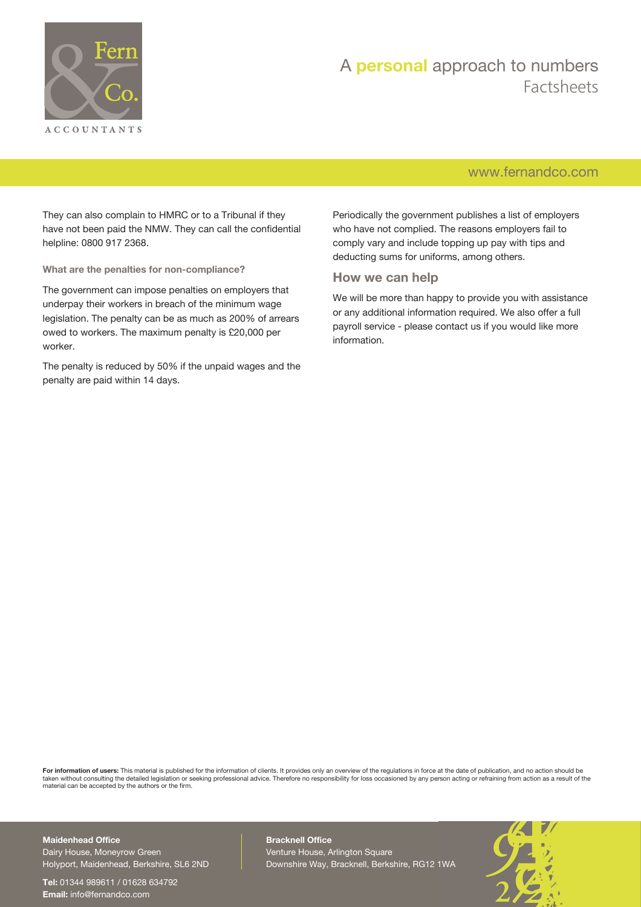They can also complain to HMRC or to a Tribunal if they have not been paid the NMW. They can call the confidential helpline: 0800 917 2368.

#### What are the penalties for non-compliance?

The government can impose penalties on employers that underpay their workers in breach of the minimum wage legislation. The penalty can be as much as 200% of arrears owed to workers. The maximum penalty is £20,000 per worker.

The penalty is reduced by 50% if the unpaid wages and the penalty are paid within 14 days.

Periodically the government publishes a list of employers who have not complied. The reasons employers fail to comply vary and include topping up pay with tips and deducting sums for uniforms, among others.

### How we can help

We will be more than happy to provide you with assistance or any additional information required. We also offer a full payroll service - please contact us if you would like more information.

**For information of users:** This material is published for the information of clients. It provides only an overview of the regulations in force at the date of publication, and no action should be taken without consulting the detailed legislation or seeking professional advice. Therefore no responsibility for loss occasioned by any person acting or refraining from action as a result of the material can be accepted by the authors or the firm.